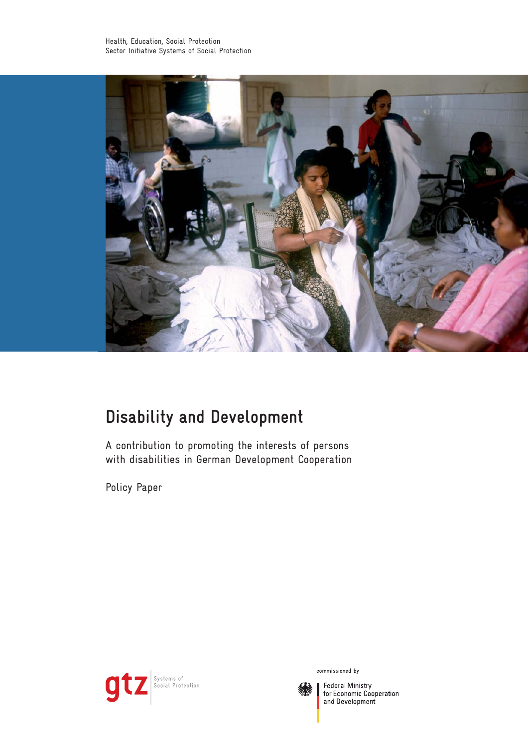Health, Education, Social Protection
Sector Initiative Systems of Social Protection

# Disability and Development

A contribution to promoting the interests of persons with disabilities in German Development Cooperation

Policy Paper

gtz Systems of Social Protection

commissioned by

Federal Ministry for Economic Cooperation and Development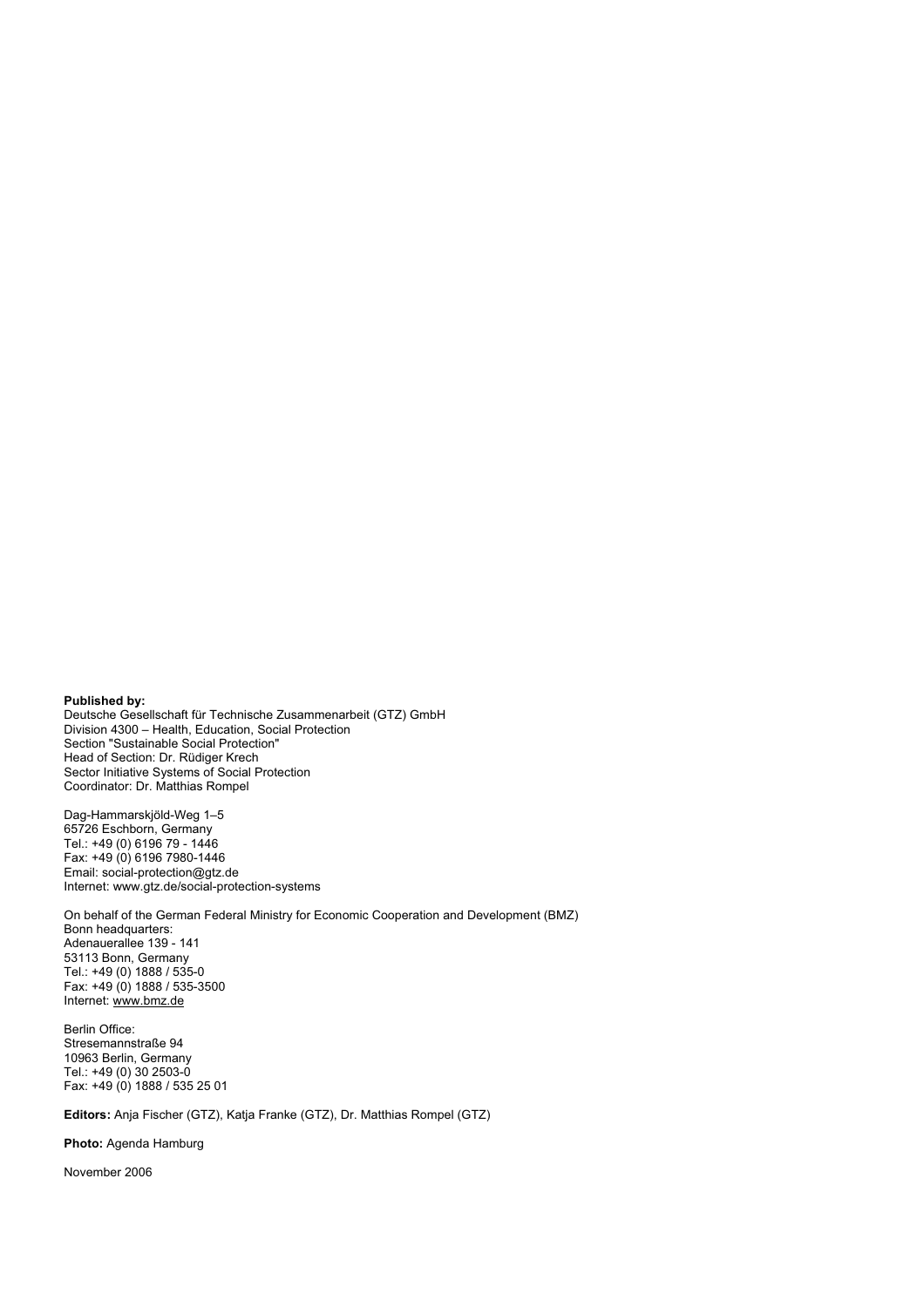**Published by:**
Deutsche Gesellschaft für Technische Zusammenarbeit (GTZ) GmbH
Division 4300 – Health, Education, Social Protection
Section "Sustainable Social Protection"
Head of Section: Dr. Rüdiger Krech
Sector Initiative Systems of Social Protection
Coordinator: Dr. Matthias Rompel

Dag-Hammarskjöld-Weg 1–5
65726 Eschborn, Germany
Tel.: +49 (0) 6196 79 - 1446
Fax: +49 (0) 6196 7980-1446
Email: social-protection@gtz.de
Internet: www.gtz.de/social-protection-systems

On behalf of the German Federal Ministry for Economic Cooperation and Development (BMZ)
Bonn headquarters:
Adenauerallee 139 - 141
53113 Bonn, Germany
Tel.: +49 (0) 1888 / 535-0
Fax: +49 (0) 1888 / 535-3500
Internet: www.bmz.de

Berlin Office:
Stresemannstraße 94
10963 Berlin, Germany
Tel.: +49 (0) 30 2503-0
Fax: +49 (0) 1888 / 535 25 01

**Editors:** Anja Fischer (GTZ), Katja Franke (GTZ), Dr. Matthias Rompel (GTZ)

**Photo:** Agenda Hamburg

November 2006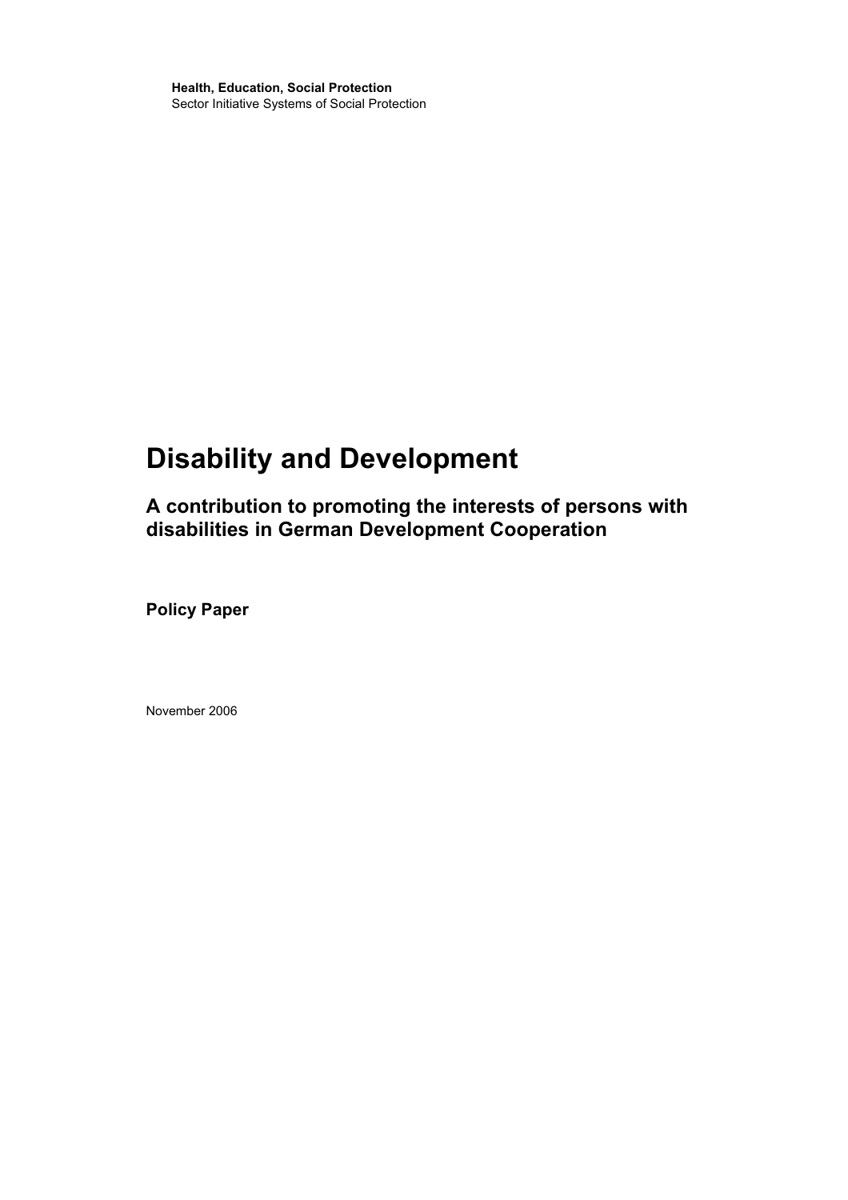**Health, Education, Social Protection**
Sector Initiative Systems of Social Protection

# Disability and Development

## A contribution to promoting the interests of persons with disabilities in German Development Cooperation

**Policy Paper**

November 2006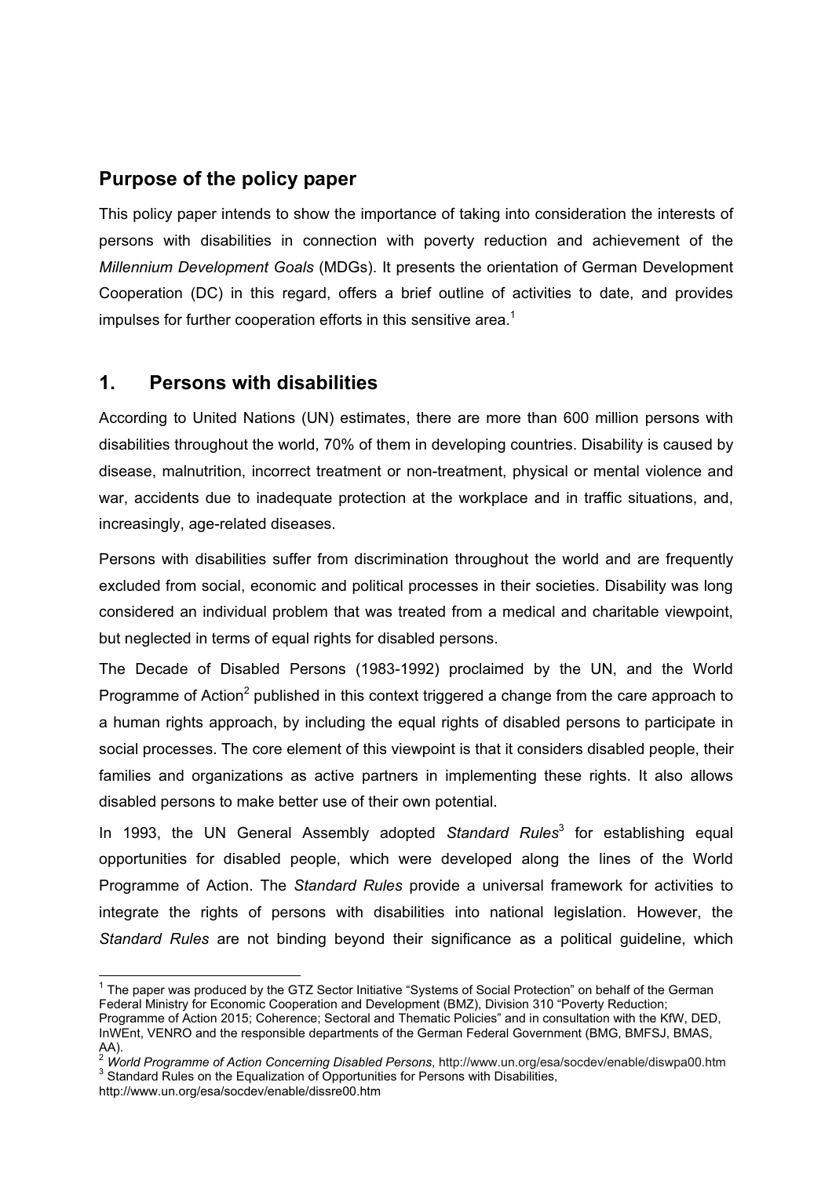## Purpose of the policy paper

This policy paper intends to show the importance of taking into consideration the interests of persons with disabilities in connection with poverty reduction and achievement of the *Millennium Development Goals* (MDGs). It presents the orientation of German Development Cooperation (DC) in this regard, offers a brief outline of activities to date, and provides impulses for further cooperation efforts in this sensitive area.[1]

## 1. Persons with disabilities

According to United Nations (UN) estimates, there are more than 600 million persons with disabilities throughout the world, 70% of them in developing countries. Disability is caused by disease, malnutrition, incorrect treatment or non-treatment, physical or mental violence and war, accidents due to inadequate protection at the workplace and in traffic situations, and, increasingly, age-related diseases.

Persons with disabilities suffer from discrimination throughout the world and are frequently excluded from social, economic and political processes in their societies. Disability was long considered an individual problem that was treated from a medical and charitable viewpoint, but neglected in terms of equal rights for disabled persons.

The Decade of Disabled Persons (1983-1992) proclaimed by the UN, and the World Programme of Action[2] published in this context triggered a change from the care approach to a human rights approach, by including the equal rights of disabled persons to participate in social processes. The core element of this viewpoint is that it considers disabled people, their families and organizations as active partners in implementing these rights. It also allows disabled persons to make better use of their own potential.

In 1993, the UN General Assembly adopted *Standard Rules*[3] for establishing equal opportunities for disabled people, which were developed along the lines of the World Programme of Action. The *Standard Rules* provide a universal framework for activities to integrate the rights of persons with disabilities into national legislation. However, the *Standard Rules* are not binding beyond their significance as a political guideline, which

---

[1] The paper was produced by the GTZ Sector Initiative "Systems of Social Protection" on behalf of the German Federal Ministry for Economic Cooperation and Development (BMZ), Division 310 "Poverty Reduction; Programme of Action 2015; Coherence; Sectoral and Thematic Policies" and in consultation with the KfW, DED, InWEnt, VENRO and the responsible departments of the German Federal Government (BMG, BMFSJ, BMAS, AA).

[2] *World Programme of Action Concerning Disabled Persons*, http://www.un.org/esa/socdev/enable/diswpa00.htm

[3] Standard Rules on the Equalization of Opportunities for Persons with Disabilities, http://www.un.org/esa/socdev/enable/dissre00.htm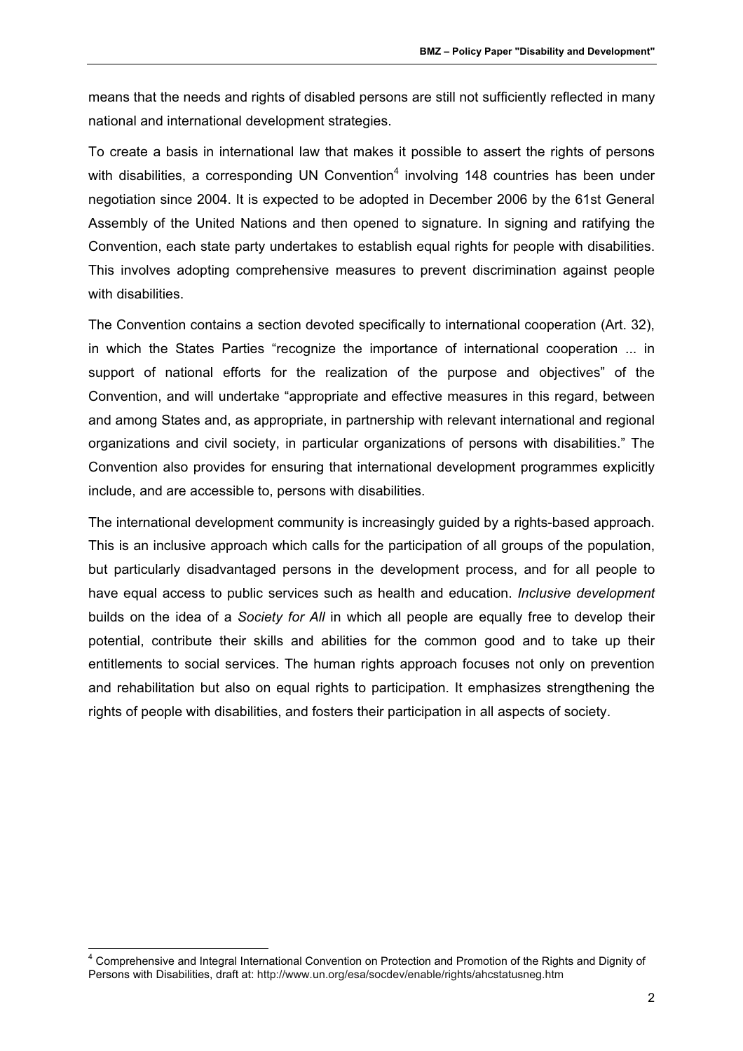means that the needs and rights of disabled persons are still not sufficiently reflected in many national and international development strategies.

To create a basis in international law that makes it possible to assert the rights of persons with disabilities, a corresponding UN Convention[4] involving 148 countries has been under negotiation since 2004. It is expected to be adopted in December 2006 by the 61st General Assembly of the United Nations and then opened to signature. In signing and ratifying the Convention, each state party undertakes to establish equal rights for people with disabilities. This involves adopting comprehensive measures to prevent discrimination against people with disabilities.

The Convention contains a section devoted specifically to international cooperation (Art. 32), in which the States Parties "recognize the importance of international cooperation ... in support of national efforts for the realization of the purpose and objectives" of the Convention, and will undertake "appropriate and effective measures in this regard, between and among States and, as appropriate, in partnership with relevant international and regional organizations and civil society, in particular organizations of persons with disabilities." The Convention also provides for ensuring that international development programmes explicitly include, and are accessible to, persons with disabilities.

The international development community is increasingly guided by a rights-based approach. This is an inclusive approach which calls for the participation of all groups of the population, but particularly disadvantaged persons in the development process, and for all people to have equal access to public services such as health and education. *Inclusive development* builds on the idea of a *Society for All* in which all people are equally free to develop their potential, contribute their skills and abilities for the common good and to take up their entitlements to social services. The human rights approach focuses not only on prevention and rehabilitation but also on equal rights to participation. It emphasizes strengthening the rights of people with disabilities, and fosters their participation in all aspects of society.

[4] Comprehensive and Integral International Convention on Protection and Promotion of the Rights and Dignity of Persons with Disabilities, draft at: http://www.un.org/esa/socdev/enable/rights/ahcstatusneg.htm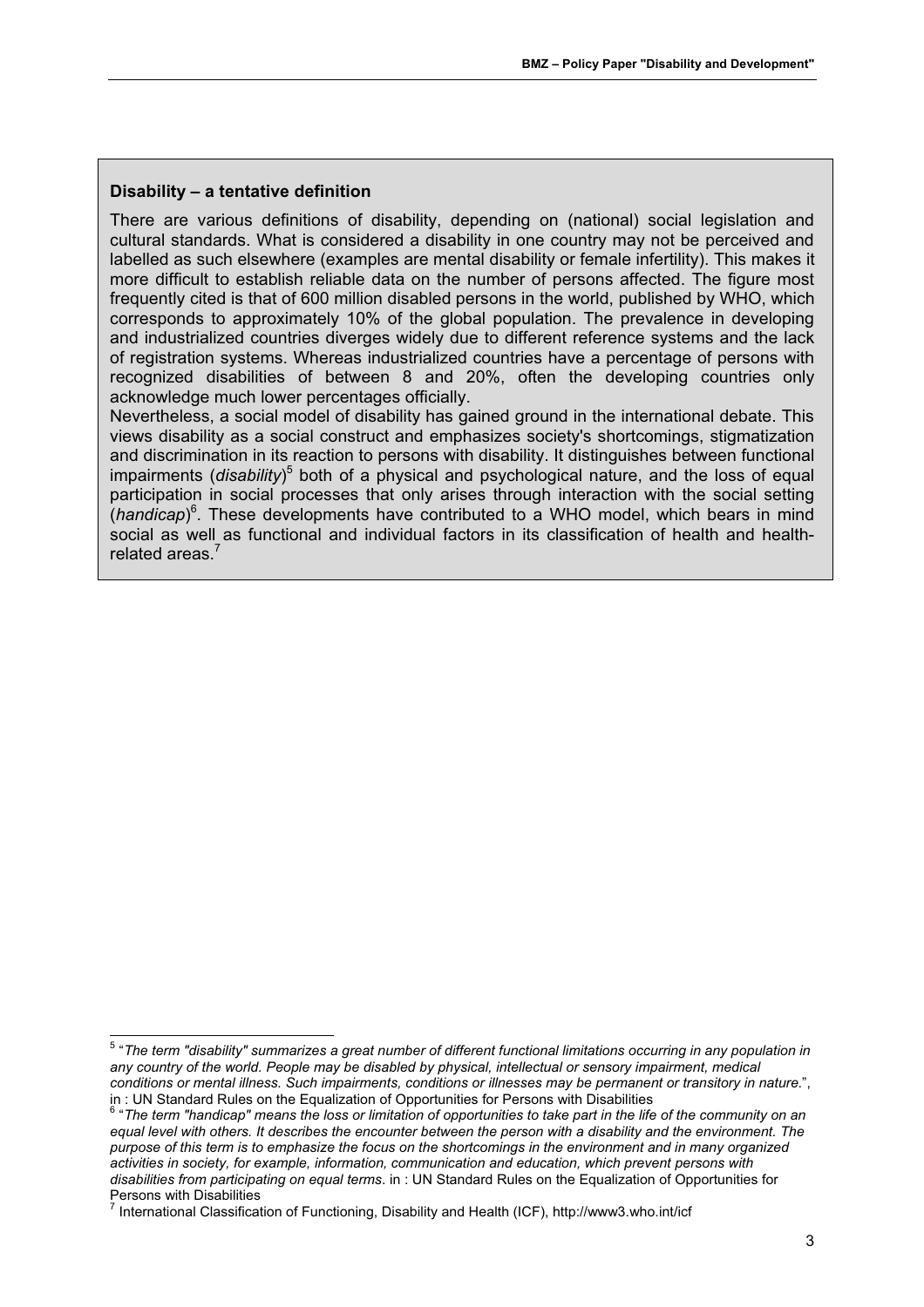**Disability – a tentative definition**

There are various definitions of disability, depending on (national) social legislation and cultural standards. What is considered a disability in one country may not be perceived and labelled as such elsewhere (examples are mental disability or female infertility). This makes it more difficult to establish reliable data on the number of persons affected. The figure most frequently cited is that of 600 million disabled persons in the world, published by WHO, which corresponds to approximately 10% of the global population. The prevalence in developing and industrialized countries diverges widely due to different reference systems and the lack of registration systems. Whereas industrialized countries have a percentage of persons with recognized disabilities of between 8 and 20%, often the developing countries only acknowledge much lower percentages officially.

Nevertheless, a social model of disability has gained ground in the international debate. This views disability as a social construct and emphasizes society's shortcomings, stigmatization and discrimination in its reaction to persons with disability. It distinguishes between functional impairments (*disability*)[5] both of a physical and psychological nature, and the loss of equal participation in social processes that only arises through interaction with the social setting (*handicap*)[6]. These developments have contributed to a WHO model, which bears in mind social as well as functional and individual factors in its classification of health and health-related areas.[7]

---

[5] "*The term "disability" summarizes a great number of different functional limitations occurring in any population in any country of the world. People may be disabled by physical, intellectual or sensory impairment, medical conditions or mental illness. Such impairments, conditions or illnesses may be permanent or transitory in nature.*", in : UN Standard Rules on the Equalization of Opportunities for Persons with Disabilities

[6] "*The term "handicap" means the loss or limitation of opportunities to take part in the life of the community on an equal level with others. It describes the encounter between the person with a disability and the environment. The purpose of this term is to emphasize the focus on the shortcomings in the environment and in many organized activities in society, for example, information, communication and education, which prevent persons with disabilities from participating on equal terms*. in : UN Standard Rules on the Equalization of Opportunities for Persons with Disabilities

[7] International Classification of Functioning, Disability and Health (ICF), http://www3.who.int/icf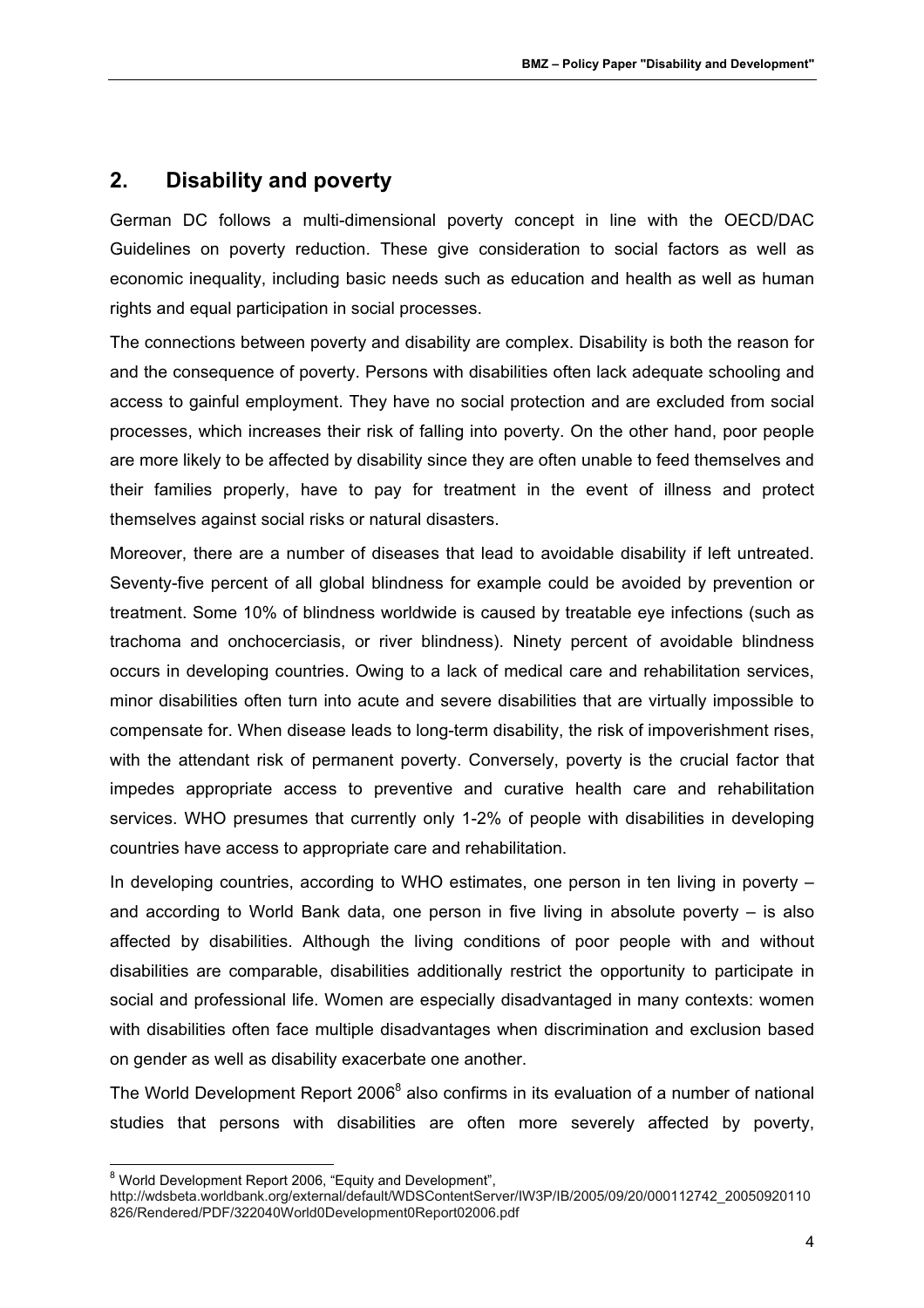## 2. Disability and poverty

German DC follows a multi-dimensional poverty concept in line with the OECD/DAC Guidelines on poverty reduction. These give consideration to social factors as well as economic inequality, including basic needs such as education and health as well as human rights and equal participation in social processes.

The connections between poverty and disability are complex. Disability is both the reason for and the consequence of poverty. Persons with disabilities often lack adequate schooling and access to gainful employment. They have no social protection and are excluded from social processes, which increases their risk of falling into poverty. On the other hand, poor people are more likely to be affected by disability since they are often unable to feed themselves and their families properly, have to pay for treatment in the event of illness and protect themselves against social risks or natural disasters.

Moreover, there are a number of diseases that lead to avoidable disability if left untreated. Seventy-five percent of all global blindness for example could be avoided by prevention or treatment. Some 10% of blindness worldwide is caused by treatable eye infections (such as trachoma and onchocerciasis, or river blindness). Ninety percent of avoidable blindness occurs in developing countries. Owing to a lack of medical care and rehabilitation services, minor disabilities often turn into acute and severe disabilities that are virtually impossible to compensate for. When disease leads to long-term disability, the risk of impoverishment rises, with the attendant risk of permanent poverty. Conversely, poverty is the crucial factor that impedes appropriate access to preventive and curative health care and rehabilitation services. WHO presumes that currently only 1-2% of people with disabilities in developing countries have access to appropriate care and rehabilitation.

In developing countries, according to WHO estimates, one person in ten living in poverty – and according to World Bank data, one person in five living in absolute poverty – is also affected by disabilities. Although the living conditions of poor people with and without disabilities are comparable, disabilities additionally restrict the opportunity to participate in social and professional life. Women are especially disadvantaged in many contexts: women with disabilities often face multiple disadvantages when discrimination and exclusion based on gender as well as disability exacerbate one another.

The World Development Report 2006[8] also confirms in its evaluation of a number of national studies that persons with disabilities are often more severely affected by poverty,

---

[8] World Development Report 2006, "Equity and Development", http://wdsbeta.worldbank.org/external/default/WDSContentServer/IW3P/IB/2005/09/20/000112742_20050920110826/Rendered/PDF/322040World0Development0Report02006.pdf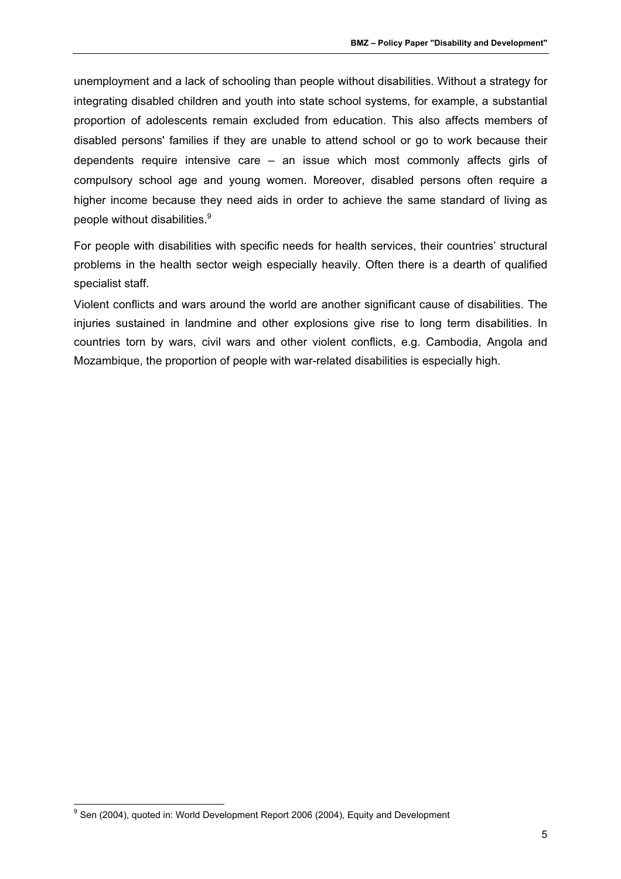unemployment and a lack of schooling than people without disabilities. Without a strategy for integrating disabled children and youth into state school systems, for example, a substantial proportion of adolescents remain excluded from education. This also affects members of disabled persons' families if they are unable to attend school or go to work because their dependents require intensive care – an issue which most commonly affects girls of compulsory school age and young women. Moreover, disabled persons often require a higher income because they need aids in order to achieve the same standard of living as people without disabilities.[9]

For people with disabilities with specific needs for health services, their countries' structural problems in the health sector weigh especially heavily. Often there is a dearth of qualified specialist staff.

Violent conflicts and wars around the world are another significant cause of disabilities. The injuries sustained in landmine and other explosions give rise to long term disabilities. In countries torn by wars, civil wars and other violent conflicts, e.g. Cambodia, Angola and Mozambique, the proportion of people with war-related disabilities is especially high.

[9] Sen (2004), quoted in: World Development Report 2006 (2004), Equity and Development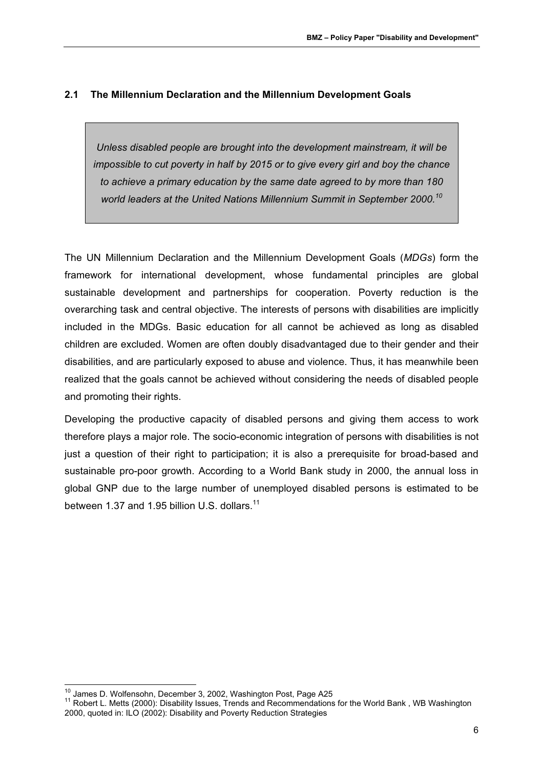## 2.1 The Millennium Declaration and the Millennium Development Goals

> *Unless disabled people are brought into the development mainstream, it will be impossible to cut poverty in half by 2015 or to give every girl and boy the chance to achieve a primary education by the same date agreed to by more than 180 world leaders at the United Nations Millennium Summit in September 2000.*[10]

The UN Millennium Declaration and the Millennium Development Goals (*MDGs*) form the framework for international development, whose fundamental principles are global sustainable development and partnerships for cooperation. Poverty reduction is the overarching task and central objective. The interests of persons with disabilities are implicitly included in the MDGs. Basic education for all cannot be achieved as long as disabled children are excluded. Women are often doubly disadvantaged due to their gender and their disabilities, and are particularly exposed to abuse and violence. Thus, it has meanwhile been realized that the goals cannot be achieved without considering the needs of disabled people and promoting their rights.

Developing the productive capacity of disabled persons and giving them access to work therefore plays a major role. The socio-economic integration of persons with disabilities is not just a question of their right to participation; it is also a prerequisite for broad-based and sustainable pro-poor growth. According to a World Bank study in 2000, the annual loss in global GNP due to the large number of unemployed disabled persons is estimated to be between 1.37 and 1.95 billion U.S. dollars.[11]

---

[10] James D. Wolfensohn, December 3, 2002, Washington Post, Page A25

[11] Robert L. Metts (2000): Disability Issues, Trends and Recommendations for the World Bank , WB Washington 2000, quoted in: ILO (2002): Disability and Poverty Reduction Strategies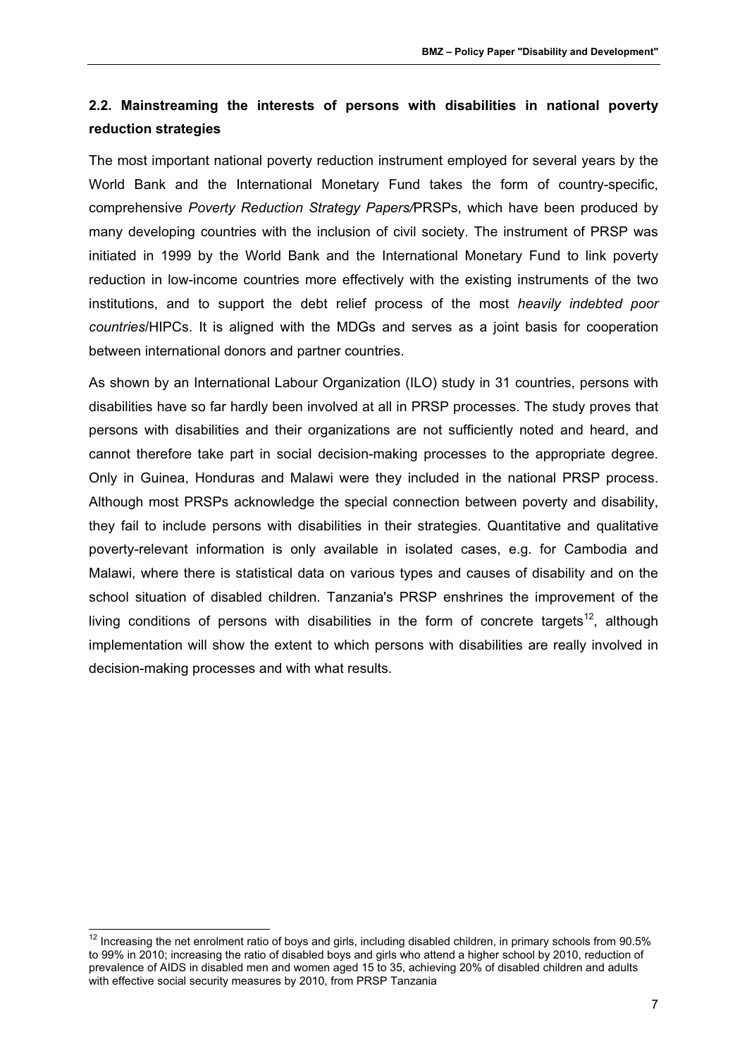## 2.2. Mainstreaming the interests of persons with disabilities in national poverty reduction strategies

The most important national poverty reduction instrument employed for several years by the World Bank and the International Monetary Fund takes the form of country-specific, comprehensive *Poverty Reduction Strategy Papers/*PRSPs, which have been produced by many developing countries with the inclusion of civil society. The instrument of PRSP was initiated in 1999 by the World Bank and the International Monetary Fund to link poverty reduction in low-income countries more effectively with the existing instruments of the two institutions, and to support the debt relief process of the most *heavily indebted poor countries*/HIPCs. It is aligned with the MDGs and serves as a joint basis for cooperation between international donors and partner countries.

As shown by an International Labour Organization (ILO) study in 31 countries, persons with disabilities have so far hardly been involved at all in PRSP processes. The study proves that persons with disabilities and their organizations are not sufficiently noted and heard, and cannot therefore take part in social decision-making processes to the appropriate degree. Only in Guinea, Honduras and Malawi were they included in the national PRSP process. Although most PRSPs acknowledge the special connection between poverty and disability, they fail to include persons with disabilities in their strategies. Quantitative and qualitative poverty-relevant information is only available in isolated cases, e.g. for Cambodia and Malawi, where there is statistical data on various types and causes of disability and on the school situation of disabled children. Tanzania's PRSP enshrines the improvement of the living conditions of persons with disabilities in the form of concrete targets[12], although implementation will show the extent to which persons with disabilities are really involved in decision-making processes and with what results.

---

[12] Increasing the net enrolment ratio of boys and girls, including disabled children, in primary schools from 90.5% to 99% in 2010; increasing the ratio of disabled boys and girls who attend a higher school by 2010, reduction of prevalence of AIDS in disabled men and women aged 15 to 35, achieving 20% of disabled children and adults with effective social security measures by 2010, from PRSP Tanzania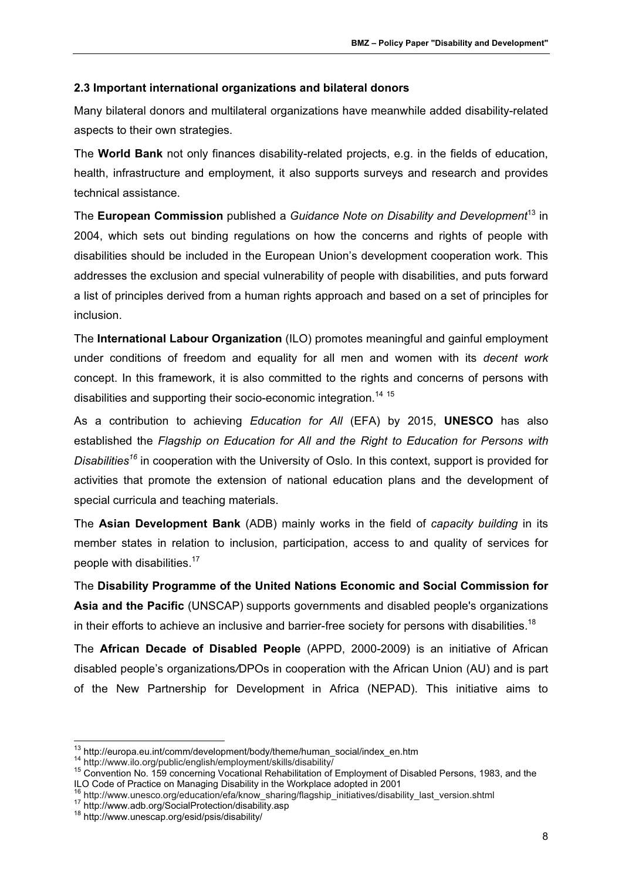### 2.3 Important international organizations and bilateral donors

Many bilateral donors and multilateral organizations have meanwhile added disability-related aspects to their own strategies.

The **World Bank** not only finances disability-related projects, e.g. in the fields of education, health, infrastructure and employment, it also supports surveys and research and provides technical assistance.

The **European Commission** published a *Guidance Note on Disability and Development*[13] in 2004, which sets out binding regulations on how the concerns and rights of people with disabilities should be included in the European Union's development cooperation work. This addresses the exclusion and special vulnerability of people with disabilities, and puts forward a list of principles derived from a human rights approach and based on a set of principles for inclusion.

The **International Labour Organization** (ILO) promotes meaningful and gainful employment under conditions of freedom and equality for all men and women with its *decent work* concept. In this framework, it is also committed to the rights and concerns of persons with disabilities and supporting their socio-economic integration.[14] [15]

As a contribution to achieving *Education for All* (EFA) by 2015, **UNESCO** has also established the *Flagship on Education for All and the Right to Education for Persons with Disabilities*[16] in cooperation with the University of Oslo. In this context, support is provided for activities that promote the extension of national education plans and the development of special curricula and teaching materials.

The **Asian Development Bank** (ADB) mainly works in the field of *capacity building* in its member states in relation to inclusion, participation, access to and quality of services for people with disabilities.[17]

The **Disability Programme of the United Nations Economic and Social Commission for Asia and the Pacific** (UNSCAP) supports governments and disabled people's organizations in their efforts to achieve an inclusive and barrier-free society for persons with disabilities.[18]

The **African Decade of Disabled People** (APPD, 2000-2009) is an initiative of African disabled people's organizations/DPOs in cooperation with the African Union (AU) and is part of the New Partnership for Development in Africa (NEPAD). This initiative aims to

---

[13] http://europa.eu.int/comm/development/body/theme/human_social/index_en.htm

[14] http://www.ilo.org/public/english/employment/skills/disability/

[15] Convention No. 159 concerning Vocational Rehabilitation of Employment of Disabled Persons, 1983, and the ILO Code of Practice on Managing Disability in the Workplace adopted in 2001

[16] http://www.unesco.org/education/efa/know_sharing/flagship_initiatives/disability_last_version.shtml

[17] http://www.adb.org/SocialProtection/disability.asp

[18] http://www.unescap.org/esid/psis/disability/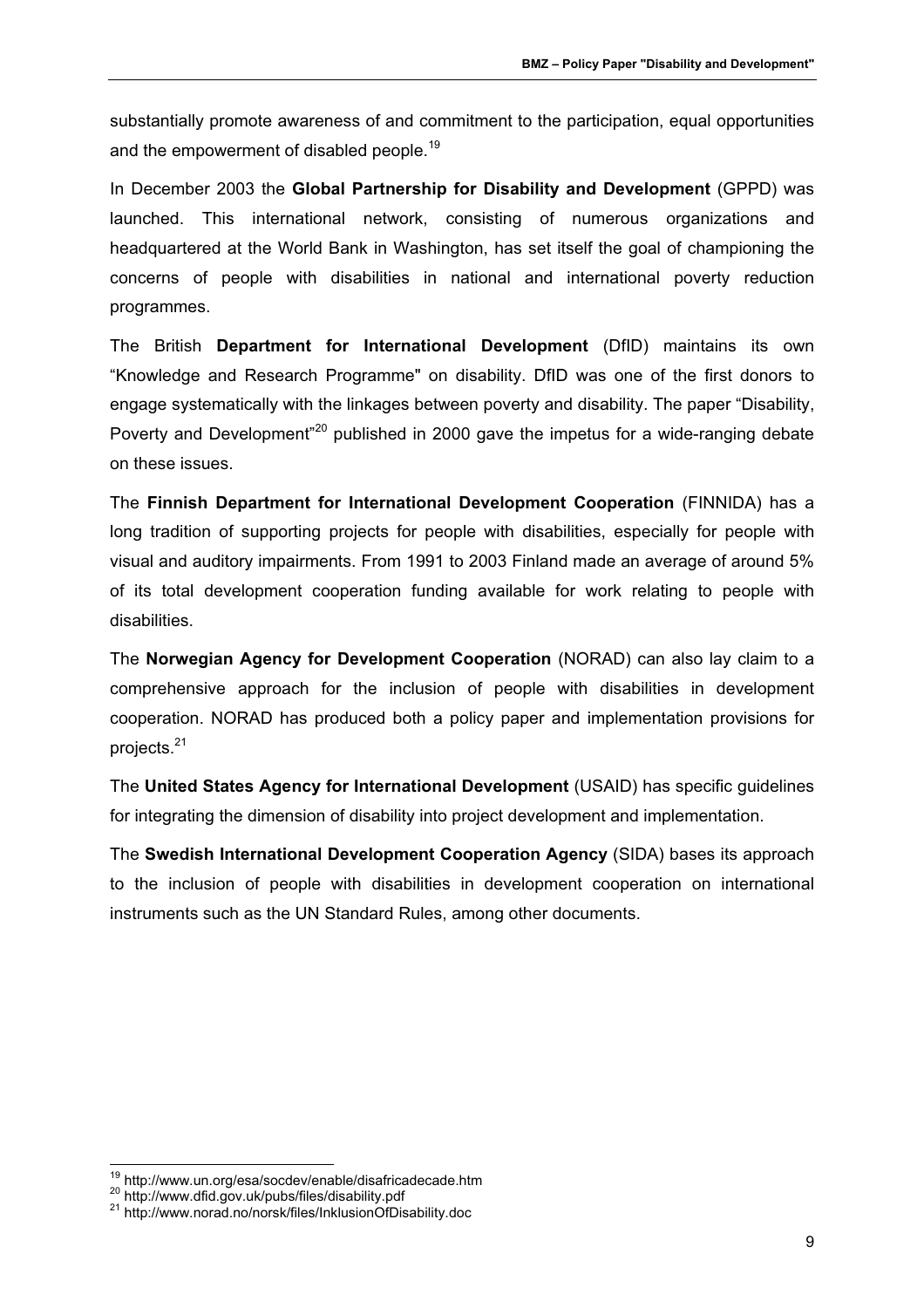substantially promote awareness of and commitment to the participation, equal opportunities and the empowerment of disabled people.[19]

In December 2003 the **Global Partnership for Disability and Development** (GPPD) was launched. This international network, consisting of numerous organizations and headquartered at the World Bank in Washington, has set itself the goal of championing the concerns of people with disabilities in national and international poverty reduction programmes.

The British **Department for International Development** (DfID) maintains its own "Knowledge and Research Programme" on disability. DfID was one of the first donors to engage systematically with the linkages between poverty and disability. The paper "Disability, Poverty and Development"[20] published in 2000 gave the impetus for a wide-ranging debate on these issues.

The **Finnish Department for International Development Cooperation** (FINNIDA) has a long tradition of supporting projects for people with disabilities, especially for people with visual and auditory impairments. From 1991 to 2003 Finland made an average of around 5% of its total development cooperation funding available for work relating to people with disabilities.

The **Norwegian Agency for Development Cooperation** (NORAD) can also lay claim to a comprehensive approach for the inclusion of people with disabilities in development cooperation. NORAD has produced both a policy paper and implementation provisions for projects.[21]

The **United States Agency for International Development** (USAID) has specific guidelines for integrating the dimension of disability into project development and implementation.

The **Swedish International Development Cooperation Agency** (SIDA) bases its approach to the inclusion of people with disabilities in development cooperation on international instruments such as the UN Standard Rules, among other documents.

---

[19] http://www.un.org/esa/socdev/enable/disafricadecade.htm
[20] http://www.dfid.gov.uk/pubs/files/disability.pdf
[21] http://www.norad.no/norsk/files/InklusionOfDisability.doc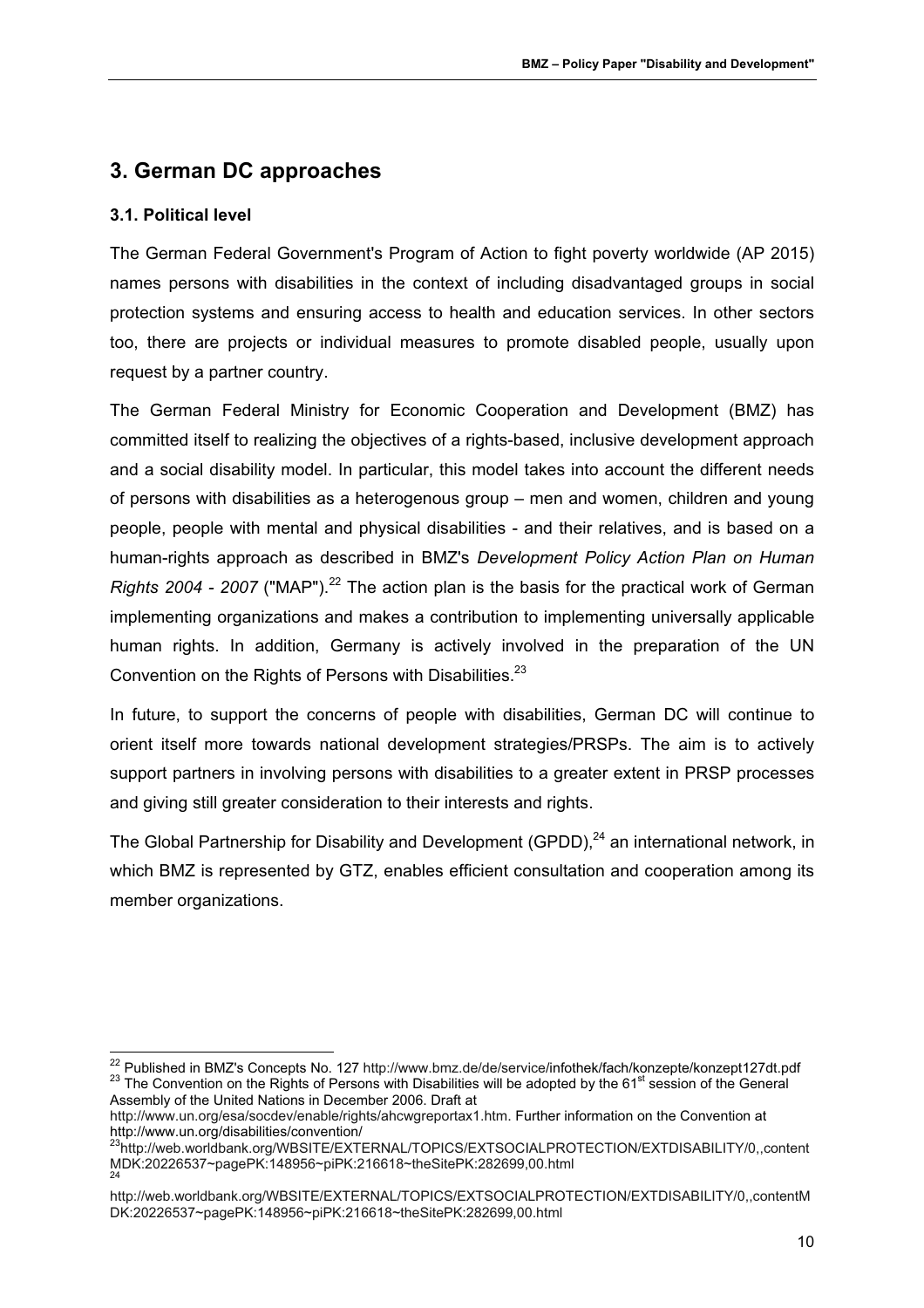## 3. German DC approaches

### 3.1. Political level

The German Federal Government's Program of Action to fight poverty worldwide (AP 2015) names persons with disabilities in the context of including disadvantaged groups in social protection systems and ensuring access to health and education services. In other sectors too, there are projects or individual measures to promote disabled people, usually upon request by a partner country.

The German Federal Ministry for Economic Cooperation and Development (BMZ) has committed itself to realizing the objectives of a rights-based, inclusive development approach and a social disability model. In particular, this model takes into account the different needs of persons with disabilities as a heterogenous group – men and women, children and young people, people with mental and physical disabilities - and their relatives, and is based on a human-rights approach as described in BMZ's *Development Policy Action Plan on Human Rights 2004 - 2007* ("MAP").[22] The action plan is the basis for the practical work of German implementing organizations and makes a contribution to implementing universally applicable human rights. In addition, Germany is actively involved in the preparation of the UN Convention on the Rights of Persons with Disabilities.[23]

In future, to support the concerns of people with disabilities, German DC will continue to orient itself more towards national development strategies/PRSPs. The aim is to actively support partners in involving persons with disabilities to a greater extent in PRSP processes and giving still greater consideration to their interests and rights.

The Global Partnership for Disability and Development (GPDD),[24] an international network, in which BMZ is represented by GTZ, enables efficient consultation and cooperation among its member organizations.

---

[22] Published in BMZ's Concepts No. 127 http://www.bmz.de/de/service/infothek/fach/konzepte/konzept127dt.pdf

[23] The Convention on the Rights of Persons with Disabilities will be adopted by the 61st session of the General Assembly of the United Nations in December 2006. Draft at http://www.un.org/esa/socdev/enable/rights/ahcwgreportax1.htm. Further information on the Convention at http://www.un.org/disabilities/convention/

[23]http://web.worldbank.org/WBSITE/EXTERNAL/TOPICS/EXTSOCIALPROTECTION/EXTDISABILITY/0,,contentMDK:20226537~pagePK:148956~piPK:216618~theSitePK:282699,00.html

[24] http://web.worldbank.org/WBSITE/EXTERNAL/TOPICS/EXTSOCIALPROTECTION/EXTDISABILITY/0,,contentMDK:20226537~pagePK:148956~piPK:216618~theSitePK:282699,00.html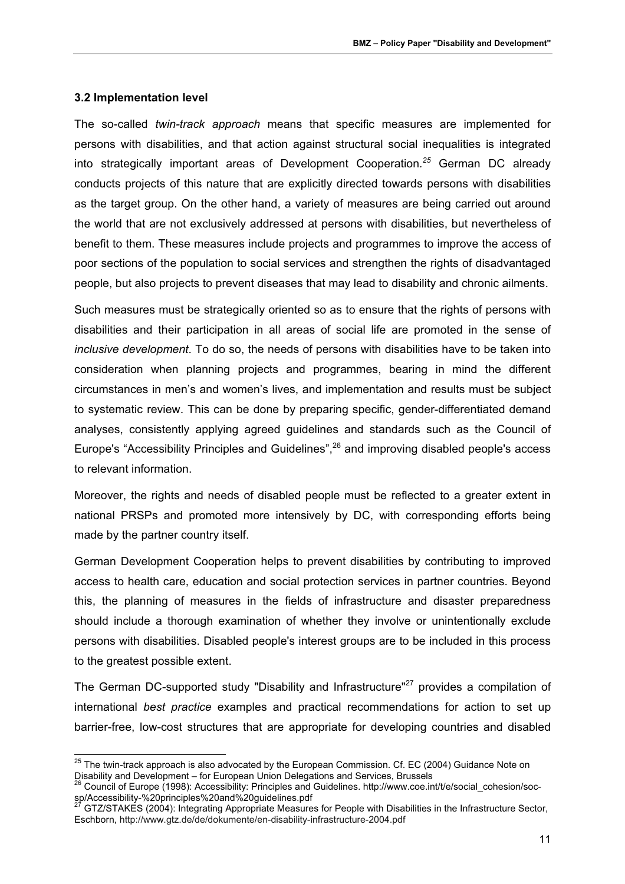### 3.2 Implementation level

The so-called *twin-track approach* means that specific measures are implemented for persons with disabilities, and that action against structural social inequalities is integrated into strategically important areas of Development Cooperation.[25] German DC already conducts projects of this nature that are explicitly directed towards persons with disabilities as the target group. On the other hand, a variety of measures are being carried out around the world that are not exclusively addressed at persons with disabilities, but nevertheless of benefit to them. These measures include projects and programmes to improve the access of poor sections of the population to social services and strengthen the rights of disadvantaged people, but also projects to prevent diseases that may lead to disability and chronic ailments.

Such measures must be strategically oriented so as to ensure that the rights of persons with disabilities and their participation in all areas of social life are promoted in the sense of *inclusive development*. To do so, the needs of persons with disabilities have to be taken into consideration when planning projects and programmes, bearing in mind the different circumstances in men's and women's lives, and implementation and results must be subject to systematic review. This can be done by preparing specific, gender-differentiated demand analyses, consistently applying agreed guidelines and standards such as the Council of Europe's "Accessibility Principles and Guidelines",[26] and improving disabled people's access to relevant information.

Moreover, the rights and needs of disabled people must be reflected to a greater extent in national PRSPs and promoted more intensively by DC, with corresponding efforts being made by the partner country itself.

German Development Cooperation helps to prevent disabilities by contributing to improved access to health care, education and social protection services in partner countries. Beyond this, the planning of measures in the fields of infrastructure and disaster preparedness should include a thorough examination of whether they involve or unintentionally exclude persons with disabilities. Disabled people's interest groups are to be included in this process to the greatest possible extent.

The German DC-supported study "Disability and Infrastructure"[27] provides a compilation of international *best practice* examples and practical recommendations for action to set up barrier-free, low-cost structures that are appropriate for developing countries and disabled

---

[25] The twin-track approach is also advocated by the European Commission. Cf. EC (2004) Guidance Note on Disability and Development – for European Union Delegations and Services, Brussels

[26] Council of Europe (1998): Accessibility: Principles and Guidelines. http://www.coe.int/t/e/social_cohesion/soc-sp/Accessibility-%20principles%20and%20guidelines.pdf

[27] GTZ/STAKES (2004): Integrating Appropriate Measures for People with Disabilities in the Infrastructure Sector, Eschborn, http://www.gtz.de/de/dokumente/en-disability-infrastructure-2004.pdf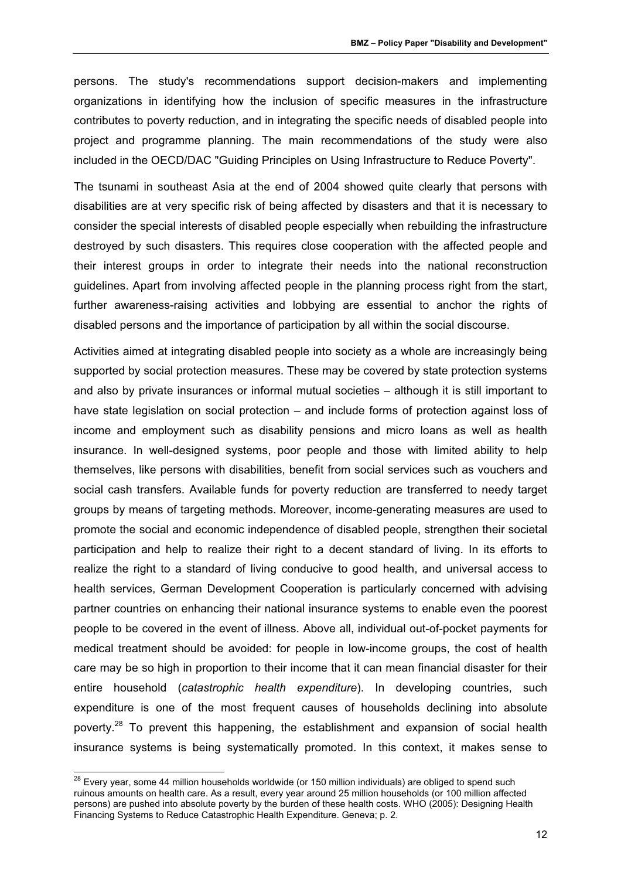persons. The study's recommendations support decision-makers and implementing organizations in identifying how the inclusion of specific measures in the infrastructure contributes to poverty reduction, and in integrating the specific needs of disabled people into project and programme planning. The main recommendations of the study were also included in the OECD/DAC "Guiding Principles on Using Infrastructure to Reduce Poverty".

The tsunami in southeast Asia at the end of 2004 showed quite clearly that persons with disabilities are at very specific risk of being affected by disasters and that it is necessary to consider the special interests of disabled people especially when rebuilding the infrastructure destroyed by such disasters. This requires close cooperation with the affected people and their interest groups in order to integrate their needs into the national reconstruction guidelines. Apart from involving affected people in the planning process right from the start, further awareness-raising activities and lobbying are essential to anchor the rights of disabled persons and the importance of participation by all within the social discourse.

Activities aimed at integrating disabled people into society as a whole are increasingly being supported by social protection measures. These may be covered by state protection systems and also by private insurances or informal mutual societies – although it is still important to have state legislation on social protection – and include forms of protection against loss of income and employment such as disability pensions and micro loans as well as health insurance. In well-designed systems, poor people and those with limited ability to help themselves, like persons with disabilities, benefit from social services such as vouchers and social cash transfers. Available funds for poverty reduction are transferred to needy target groups by means of targeting methods. Moreover, income-generating measures are used to promote the social and economic independence of disabled people, strengthen their societal participation and help to realize their right to a decent standard of living. In its efforts to realize the right to a standard of living conducive to good health, and universal access to health services, German Development Cooperation is particularly concerned with advising partner countries on enhancing their national insurance systems to enable even the poorest people to be covered in the event of illness. Above all, individual out-of-pocket payments for medical treatment should be avoided: for people in low-income groups, the cost of health care may be so high in proportion to their income that it can mean financial disaster for their entire household (*catastrophic health expenditure*). In developing countries, such expenditure is one of the most frequent causes of households declining into absolute poverty.[28] To prevent this happening, the establishment and expansion of social health insurance systems is being systematically promoted. In this context, it makes sense to

[28] Every year, some 44 million households worldwide (or 150 million individuals) are obliged to spend such ruinous amounts on health care. As a result, every year around 25 million households (or 100 million affected persons) are pushed into absolute poverty by the burden of these health costs. WHO (2005): Designing Health Financing Systems to Reduce Catastrophic Health Expenditure. Geneva; p. 2.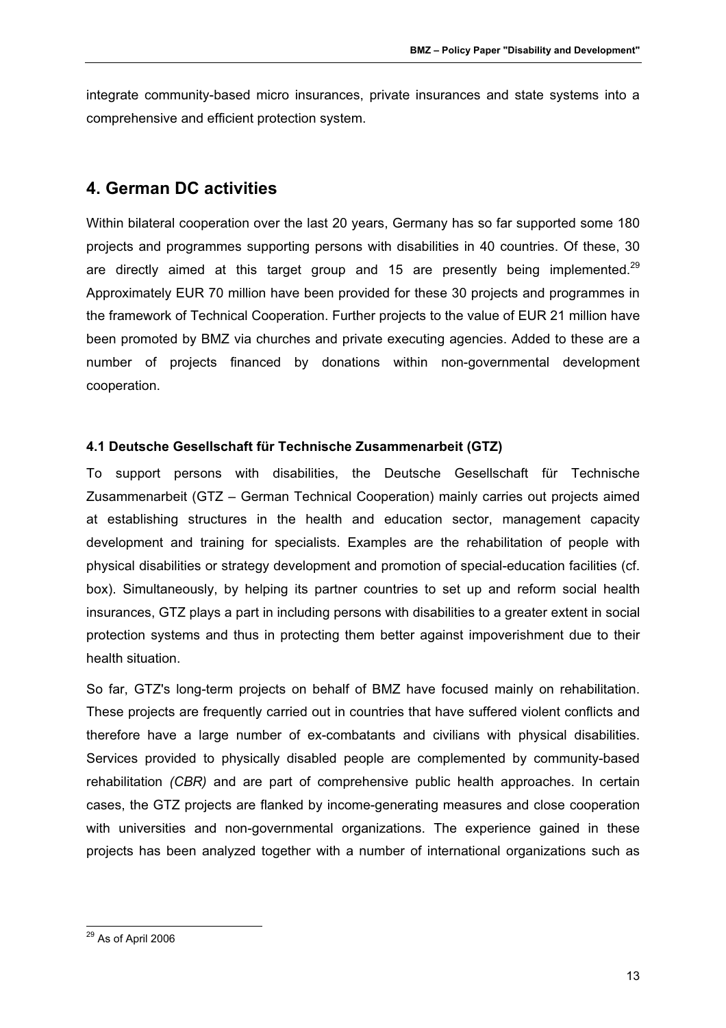integrate community-based micro insurances, private insurances and state systems into a comprehensive and efficient protection system.

## 4. German DC activities

Within bilateral cooperation over the last 20 years, Germany has so far supported some 180 projects and programmes supporting persons with disabilities in 40 countries. Of these, 30 are directly aimed at this target group and 15 are presently being implemented.[29] Approximately EUR 70 million have been provided for these 30 projects and programmes in the framework of Technical Cooperation. Further projects to the value of EUR 21 million have been promoted by BMZ via churches and private executing agencies. Added to these are a number of projects financed by donations within non-governmental development cooperation.

### 4.1 Deutsche Gesellschaft für Technische Zusammenarbeit (GTZ)

To support persons with disabilities, the Deutsche Gesellschaft für Technische Zusammenarbeit (GTZ – German Technical Cooperation) mainly carries out projects aimed at establishing structures in the health and education sector, management capacity development and training for specialists. Examples are the rehabilitation of people with physical disabilities or strategy development and promotion of special-education facilities (cf. box). Simultaneously, by helping its partner countries to set up and reform social health insurances, GTZ plays a part in including persons with disabilities to a greater extent in social protection systems and thus in protecting them better against impoverishment due to their health situation.

So far, GTZ's long-term projects on behalf of BMZ have focused mainly on rehabilitation. These projects are frequently carried out in countries that have suffered violent conflicts and therefore have a large number of ex-combatants and civilians with physical disabilities. Services provided to physically disabled people are complemented by community-based rehabilitation *(CBR)* and are part of comprehensive public health approaches. In certain cases, the GTZ projects are flanked by income-generating measures and close cooperation with universities and non-governmental organizations. The experience gained in these projects has been analyzed together with a number of international organizations such as

---

[29] As of April 2006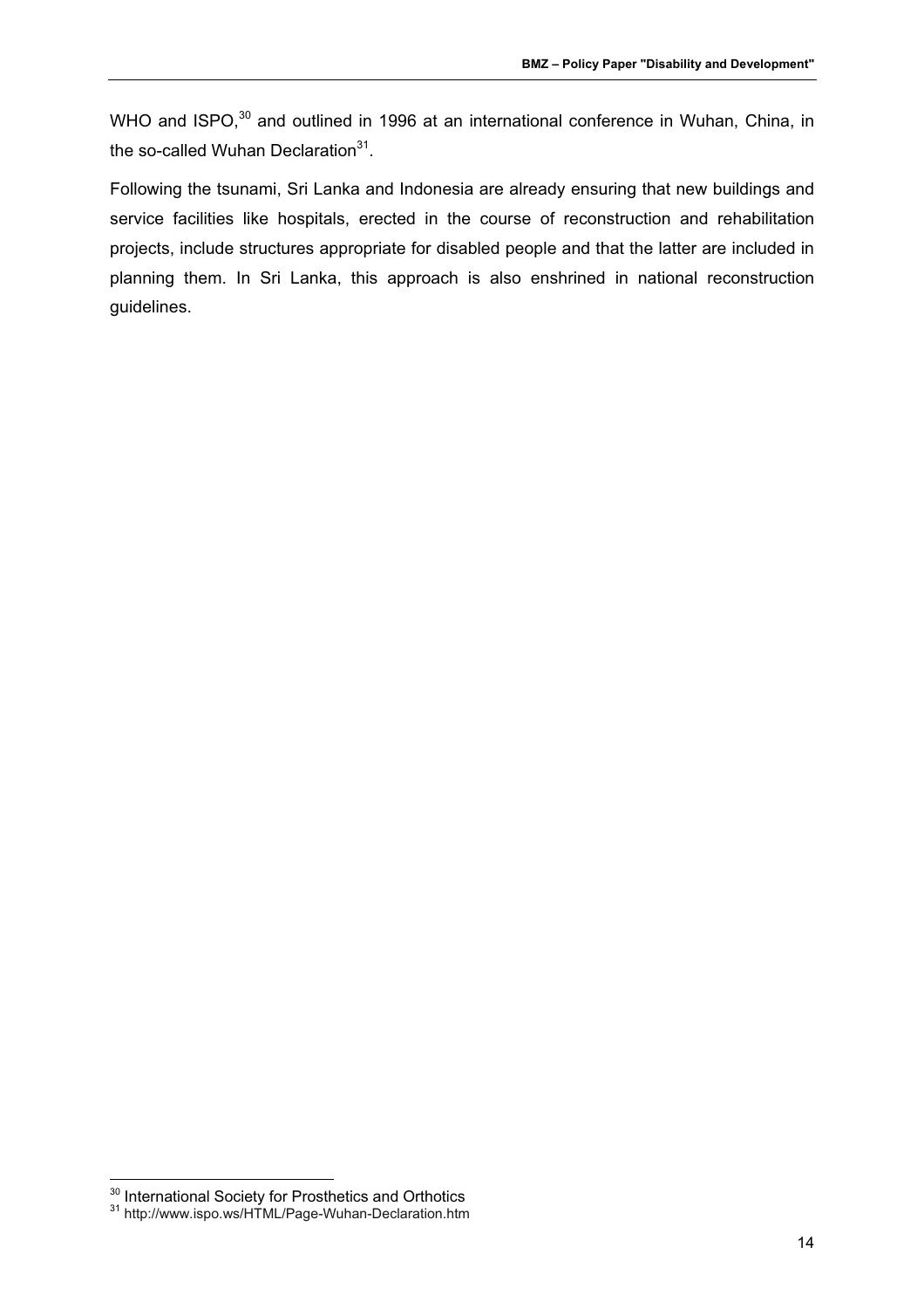WHO and ISPO,[30] and outlined in 1996 at an international conference in Wuhan, China, in the so-called Wuhan Declaration[31].

Following the tsunami, Sri Lanka and Indonesia are already ensuring that new buildings and service facilities like hospitals, erected in the course of reconstruction and rehabilitation projects, include structures appropriate for disabled people and that the latter are included in planning them. In Sri Lanka, this approach is also enshrined in national reconstruction guidelines.

[30] International Society for Prosthetics and Orthotics

[31] http://www.ispo.ws/HTML/Page-Wuhan-Declaration.htm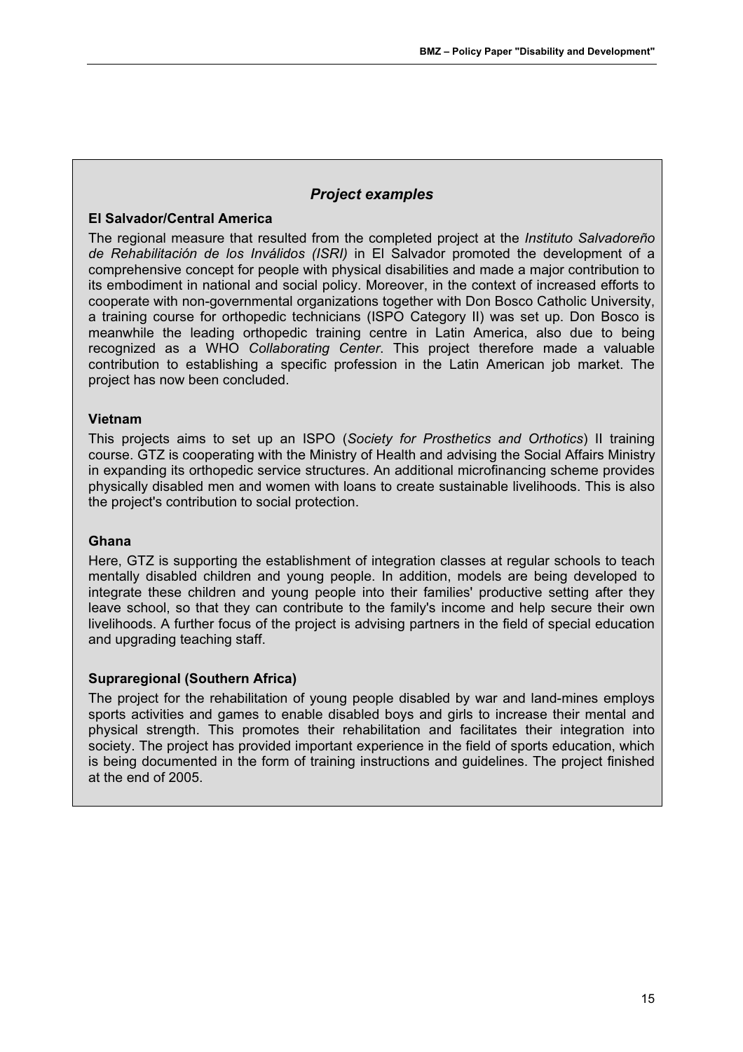### *Project examples*

**El Salvador/Central America**

The regional measure that resulted from the completed project at the *Instituto Salvadoreño de Rehabilitación de los Inválidos (ISRI)* in El Salvador promoted the development of a comprehensive concept for people with physical disabilities and made a major contribution to its embodiment in national and social policy. Moreover, in the context of increased efforts to cooperate with non-governmental organizations together with Don Bosco Catholic University, a training course for orthopedic technicians (ISPO Category II) was set up. Don Bosco is meanwhile the leading orthopedic training centre in Latin America, also due to being recognized as a WHO *Collaborating Center*. This project therefore made a valuable contribution to establishing a specific profession in the Latin American job market. The project has now been concluded.

**Vietnam**

This projects aims to set up an ISPO (*Society for Prosthetics and Orthotics*) II training course. GTZ is cooperating with the Ministry of Health and advising the Social Affairs Ministry in expanding its orthopedic service structures. An additional microfinancing scheme provides physically disabled men and women with loans to create sustainable livelihoods. This is also the project's contribution to social protection.

**Ghana**

Here, GTZ is supporting the establishment of integration classes at regular schools to teach mentally disabled children and young people. In addition, models are being developed to integrate these children and young people into their families' productive setting after they leave school, so that they can contribute to the family's income and help secure their own livelihoods. A further focus of the project is advising partners in the field of special education and upgrading teaching staff.

**Supraregional (Southern Africa)**

The project for the rehabilitation of young people disabled by war and land-mines employs sports activities and games to enable disabled boys and girls to increase their mental and physical strength. This promotes their rehabilitation and facilitates their integration into society. The project has provided important experience in the field of sports education, which is being documented in the form of training instructions and guidelines. The project finished at the end of 2005.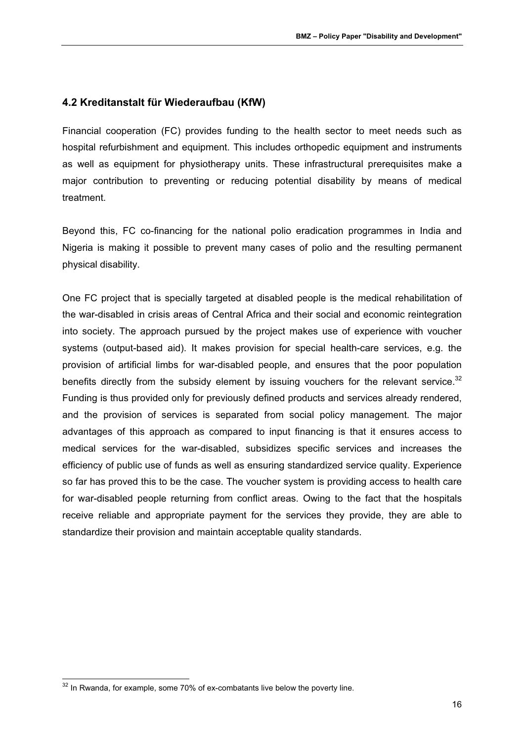## 4.2 Kreditanstalt für Wiederaufbau (KfW)

Financial cooperation (FC) provides funding to the health sector to meet needs such as hospital refurbishment and equipment. This includes orthopedic equipment and instruments as well as equipment for physiotherapy units. These infrastructural prerequisites make a major contribution to preventing or reducing potential disability by means of medical treatment.

Beyond this, FC co-financing for the national polio eradication programmes in India and Nigeria is making it possible to prevent many cases of polio and the resulting permanent physical disability.

One FC project that is specially targeted at disabled people is the medical rehabilitation of the war-disabled in crisis areas of Central Africa and their social and economic reintegration into society. The approach pursued by the project makes use of experience with voucher systems (output-based aid). It makes provision for special health-care services, e.g. the provision of artificial limbs for war-disabled people, and ensures that the poor population benefits directly from the subsidy element by issuing vouchers for the relevant service.[32] Funding is thus provided only for previously defined products and services already rendered, and the provision of services is separated from social policy management. The major advantages of this approach as compared to input financing is that it ensures access to medical services for the war-disabled, subsidizes specific services and increases the efficiency of public use of funds as well as ensuring standardized service quality. Experience so far has proved this to be the case. The voucher system is providing access to health care for war-disabled people returning from conflict areas. Owing to the fact that the hospitals receive reliable and appropriate payment for the services they provide, they are able to standardize their provision and maintain acceptable quality standards.

[32] In Rwanda, for example, some 70% of ex-combatants live below the poverty line.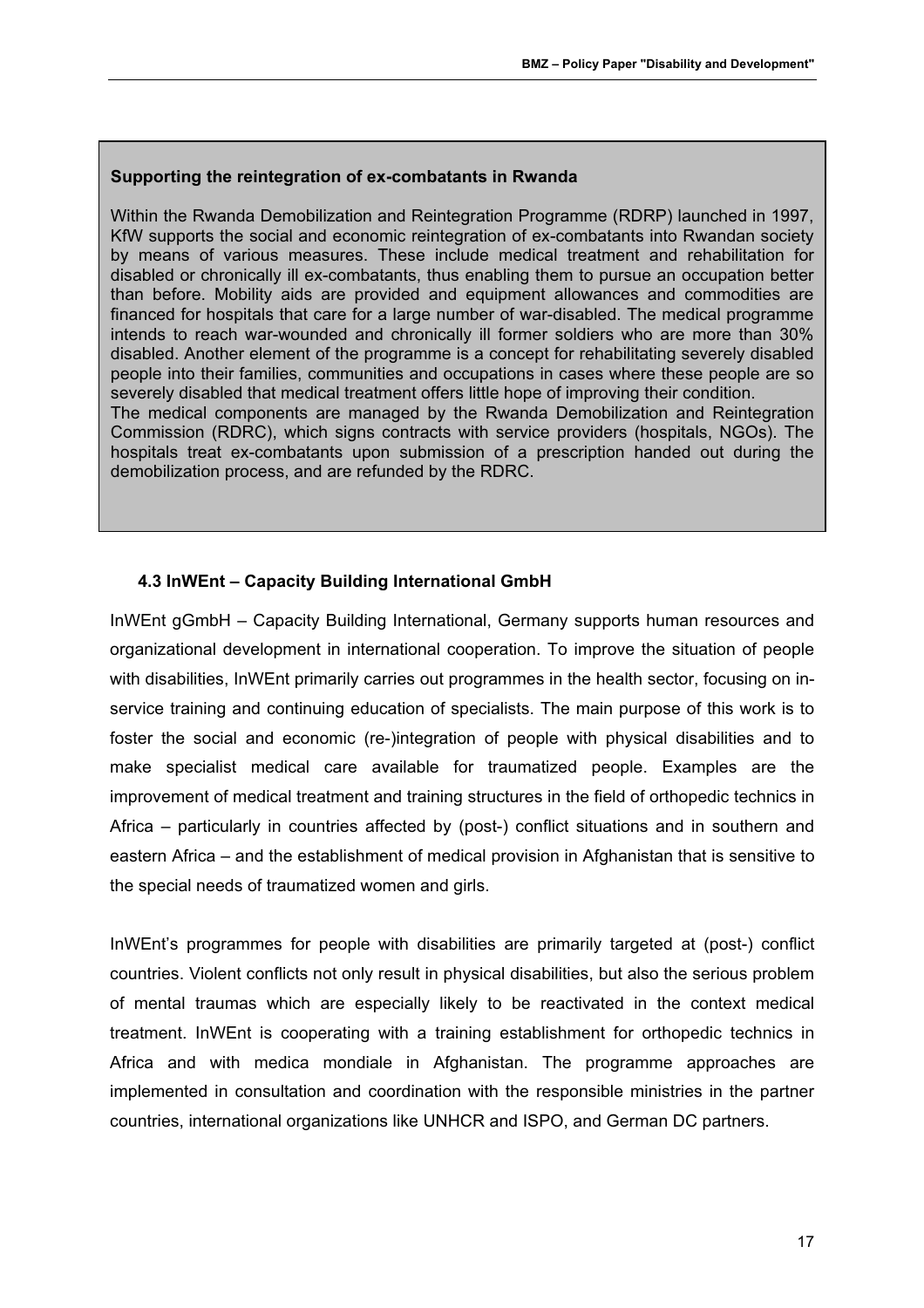**Supporting the reintegration of ex-combatants in Rwanda**

Within the Rwanda Demobilization and Reintegration Programme (RDRP) launched in 1997, KfW supports the social and economic reintegration of ex-combatants into Rwandan society by means of various measures. These include medical treatment and rehabilitation for disabled or chronically ill ex-combatants, thus enabling them to pursue an occupation better than before. Mobility aids are provided and equipment allowances and commodities are financed for hospitals that care for a large number of war-disabled. The medical programme intends to reach war-wounded and chronically ill former soldiers who are more than 30% disabled. Another element of the programme is a concept for rehabilitating severely disabled people into their families, communities and occupations in cases where these people are so severely disabled that medical treatment offers little hope of improving their condition.
The medical components are managed by the Rwanda Demobilization and Reintegration Commission (RDRC), which signs contracts with service providers (hospitals, NGOs). The hospitals treat ex-combatants upon submission of a prescription handed out during the demobilization process, and are refunded by the RDRC.

### 4.3 InWEnt – Capacity Building International GmbH

InWEnt gGmbH – Capacity Building International, Germany supports human resources and organizational development in international cooperation. To improve the situation of people with disabilities, InWEnt primarily carries out programmes in the health sector, focusing on in-service training and continuing education of specialists. The main purpose of this work is to foster the social and economic (re-)integration of people with physical disabilities and to make specialist medical care available for traumatized people. Examples are the improvement of medical treatment and training structures in the field of orthopedic technics in Africa – particularly in countries affected by (post-) conflict situations and in southern and eastern Africa – and the establishment of medical provision in Afghanistan that is sensitive to the special needs of traumatized women and girls.

InWEnt's programmes for people with disabilities are primarily targeted at (post-) conflict countries. Violent conflicts not only result in physical disabilities, but also the serious problem of mental traumas which are especially likely to be reactivated in the context medical treatment. InWEnt is cooperating with a training establishment for orthopedic technics in Africa and with medica mondiale in Afghanistan. The programme approaches are implemented in consultation and coordination with the responsible ministries in the partner countries, international organizations like UNHCR and ISPO, and German DC partners.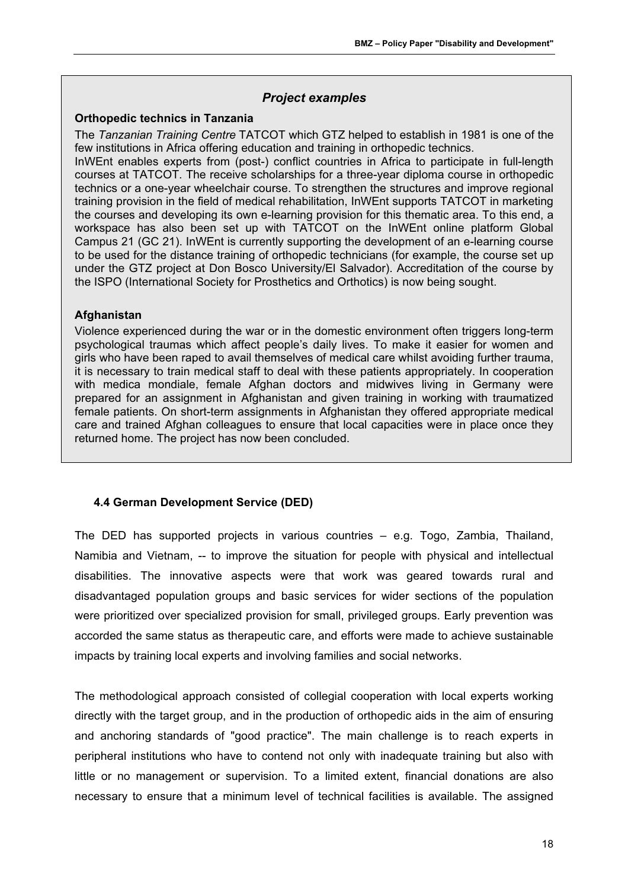### *Project examples*

**Orthopedic technics in Tanzania**

The *Tanzanian Training Centre* TATCOT which GTZ helped to establish in 1981 is one of the few institutions in Africa offering education and training in orthopedic technics.

InWEnt enables experts from (post-) conflict countries in Africa to participate in full-length courses at TATCOT. The receive scholarships for a three-year diploma course in orthopedic technics or a one-year wheelchair course. To strengthen the structures and improve regional training provision in the field of medical rehabilitation, InWEnt supports TATCOT in marketing the courses and developing its own e-learning provision for this thematic area. To this end, a workspace has also been set up with TATCOT on the InWEnt online platform Global Campus 21 (GC 21). InWEnt is currently supporting the development of an e-learning course to be used for the distance training of orthopedic technicians (for example, the course set up under the GTZ project at Don Bosco University/El Salvador). Accreditation of the course by the ISPO (International Society for Prosthetics and Orthotics) is now being sought.

**Afghanistan**

Violence experienced during the war or in the domestic environment often triggers long-term psychological traumas which affect people's daily lives. To make it easier for women and girls who have been raped to avail themselves of medical care whilst avoiding further trauma, it is necessary to train medical staff to deal with these patients appropriately. In cooperation with medica mondiale, female Afghan doctors and midwives living in Germany were prepared for an assignment in Afghanistan and given training in working with traumatized female patients. On short-term assignments in Afghanistan they offered appropriate medical care and trained Afghan colleagues to ensure that local capacities were in place once they returned home. The project has now been concluded.

### 4.4 German Development Service (DED)

The DED has supported projects in various countries – e.g. Togo, Zambia, Thailand, Namibia and Vietnam, -- to improve the situation for people with physical and intellectual disabilities. The innovative aspects were that work was geared towards rural and disadvantaged population groups and basic services for wider sections of the population were prioritized over specialized provision for small, privileged groups. Early prevention was accorded the same status as therapeutic care, and efforts were made to achieve sustainable impacts by training local experts and involving families and social networks.

The methodological approach consisted of collegial cooperation with local experts working directly with the target group, and in the production of orthopedic aids in the aim of ensuring and anchoring standards of "good practice". The main challenge is to reach experts in peripheral institutions who have to contend not only with inadequate training but also with little or no management or supervision. To a limited extent, financial donations are also necessary to ensure that a minimum level of technical facilities is available. The assigned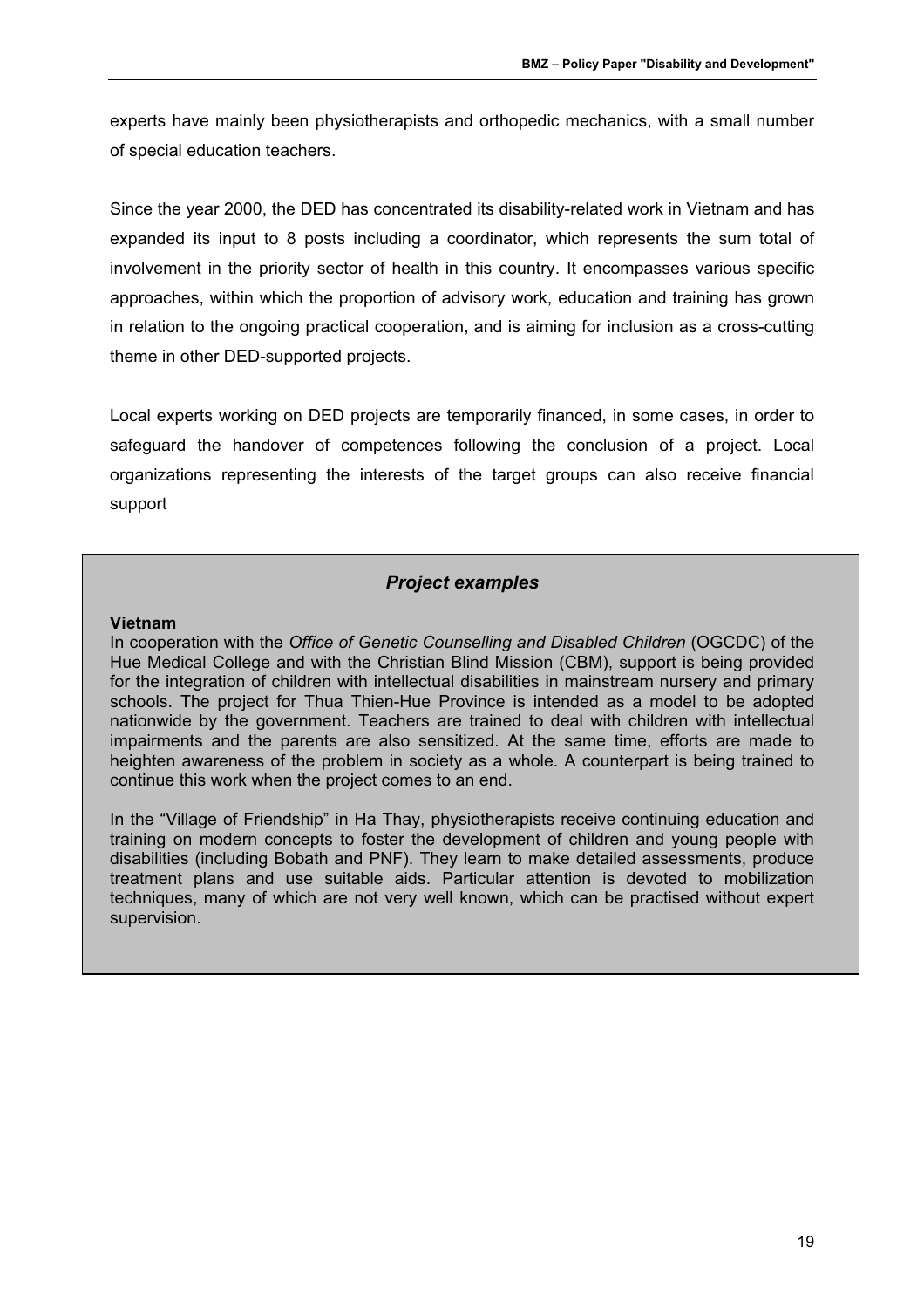experts have mainly been physiotherapists and orthopedic mechanics, with a small number of special education teachers.

Since the year 2000, the DED has concentrated its disability-related work in Vietnam and has expanded its input to 8 posts including a coordinator, which represents the sum total of involvement in the priority sector of health in this country. It encompasses various specific approaches, within which the proportion of advisory work, education and training has grown in relation to the ongoing practical cooperation, and is aiming for inclusion as a cross-cutting theme in other DED-supported projects.

Local experts working on DED projects are temporarily financed, in some cases, in order to safeguard the handover of competences following the conclusion of a project. Local organizations representing the interests of the target groups can also receive financial support

### *Project examples*

**Vietnam**

In cooperation with the *Office of Genetic Counselling and Disabled Children* (OGCDC) of the Hue Medical College and with the Christian Blind Mission (CBM), support is being provided for the integration of children with intellectual disabilities in mainstream nursery and primary schools. The project for Thua Thien-Hue Province is intended as a model to be adopted nationwide by the government. Teachers are trained to deal with children with intellectual impairments and the parents are also sensitized. At the same time, efforts are made to heighten awareness of the problem in society as a whole. A counterpart is being trained to continue this work when the project comes to an end.

In the "Village of Friendship" in Ha Thay, physiotherapists receive continuing education and training on modern concepts to foster the development of children and young people with disabilities (including Bobath and PNF). They learn to make detailed assessments, produce treatment plans and use suitable aids. Particular attention is devoted to mobilization techniques, many of which are not very well known, which can be practised without expert supervision.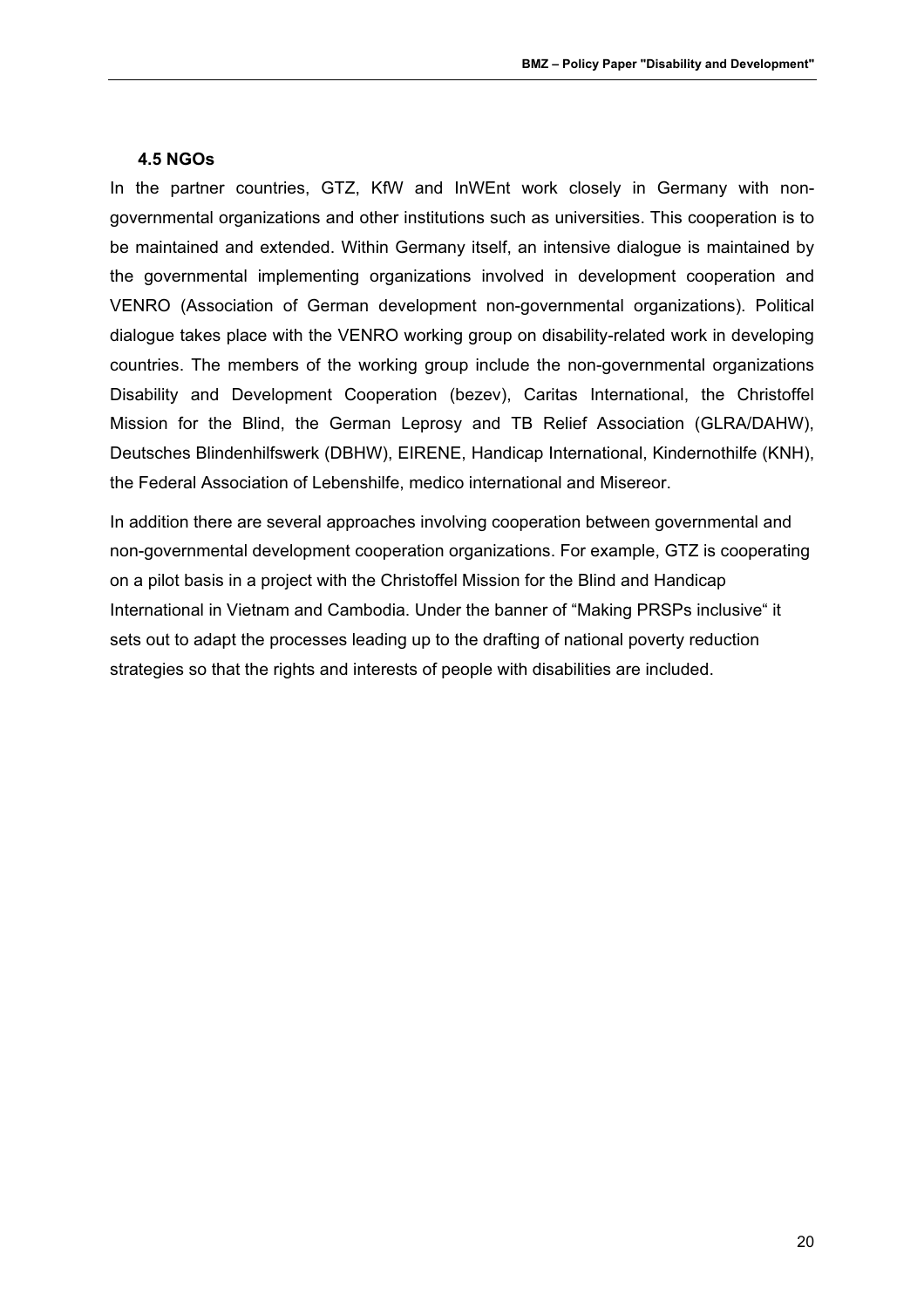### 4.5 NGOs

In the partner countries, GTZ, KfW and InWEnt work closely in Germany with non-governmental organizations and other institutions such as universities. This cooperation is to be maintained and extended. Within Germany itself, an intensive dialogue is maintained by the governmental implementing organizations involved in development cooperation and VENRO (Association of German development non-governmental organizations). Political dialogue takes place with the VENRO working group on disability-related work in developing countries. The members of the working group include the non-governmental organizations Disability and Development Cooperation (bezev), Caritas International, the Christoffel Mission for the Blind, the German Leprosy and TB Relief Association (GLRA/DAHW), Deutsches Blindenhilfswerk (DBHW), EIRENE, Handicap International, Kindernothilfe (KNH), the Federal Association of Lebenshilfe, medico international and Misereor.

In addition there are several approaches involving cooperation between governmental and non-governmental development cooperation organizations. For example, GTZ is cooperating on a pilot basis in a project with the Christoffel Mission for the Blind and Handicap International in Vietnam and Cambodia. Under the banner of "Making PRSPs inclusive" it sets out to adapt the processes leading up to the drafting of national poverty reduction strategies so that the rights and interests of people with disabilities are included.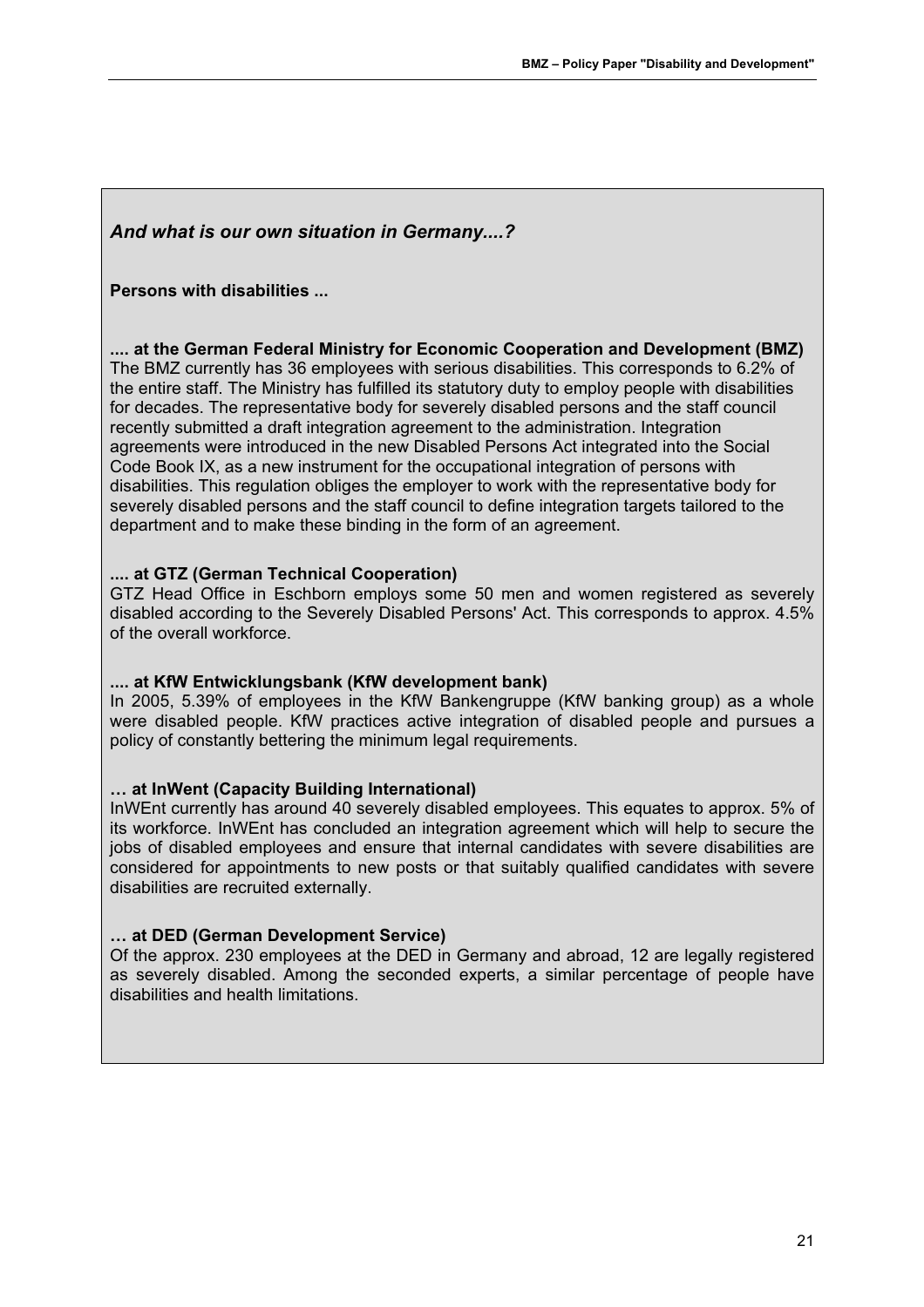*And what is our own situation in Germany....?*

**Persons with disabilities ...**

**.... at the German Federal Ministry for Economic Cooperation and Development (BMZ)**
The BMZ currently has 36 employees with serious disabilities. This corresponds to 6.2% of the entire staff. The Ministry has fulfilled its statutory duty to employ people with disabilities for decades. The representative body for severely disabled persons and the staff council recently submitted a draft integration agreement to the administration. Integration agreements were introduced in the new Disabled Persons Act integrated into the Social Code Book IX, as a new instrument for the occupational integration of persons with disabilities. This regulation obliges the employer to work with the representative body for severely disabled persons and the staff council to define integration targets tailored to the department and to make these binding in the form of an agreement.

**.... at GTZ (German Technical Cooperation)**
GTZ Head Office in Eschborn employs some 50 men and women registered as severely disabled according to the Severely Disabled Persons' Act. This corresponds to approx. 4.5% of the overall workforce.

**.... at KfW Entwicklungsbank (KfW development bank)**
In 2005, 5.39% of employees in the KfW Bankengruppe (KfW banking group) as a whole were disabled people. KfW practices active integration of disabled people and pursues a policy of constantly bettering the minimum legal requirements.

**… at InWent (Capacity Building International)**
InWEnt currently has around 40 severely disabled employees. This equates to approx. 5% of its workforce. InWEnt has concluded an integration agreement which will help to secure the jobs of disabled employees and ensure that internal candidates with severe disabilities are considered for appointments to new posts or that suitably qualified candidates with severe disabilities are recruited externally.

**… at DED (German Development Service)**
Of the approx. 230 employees at the DED in Germany and abroad, 12 are legally registered as severely disabled. Among the seconded experts, a similar percentage of people have disabilities and health limitations.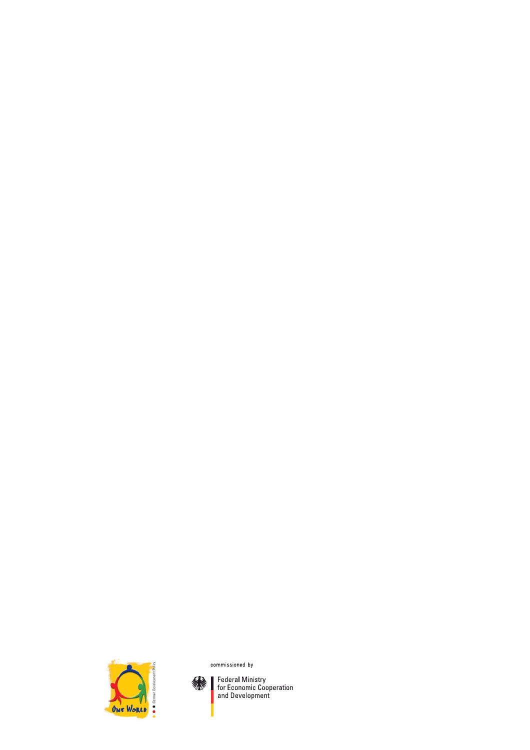commissioned by

Federal Ministry
for Economic Cooperation
and Development